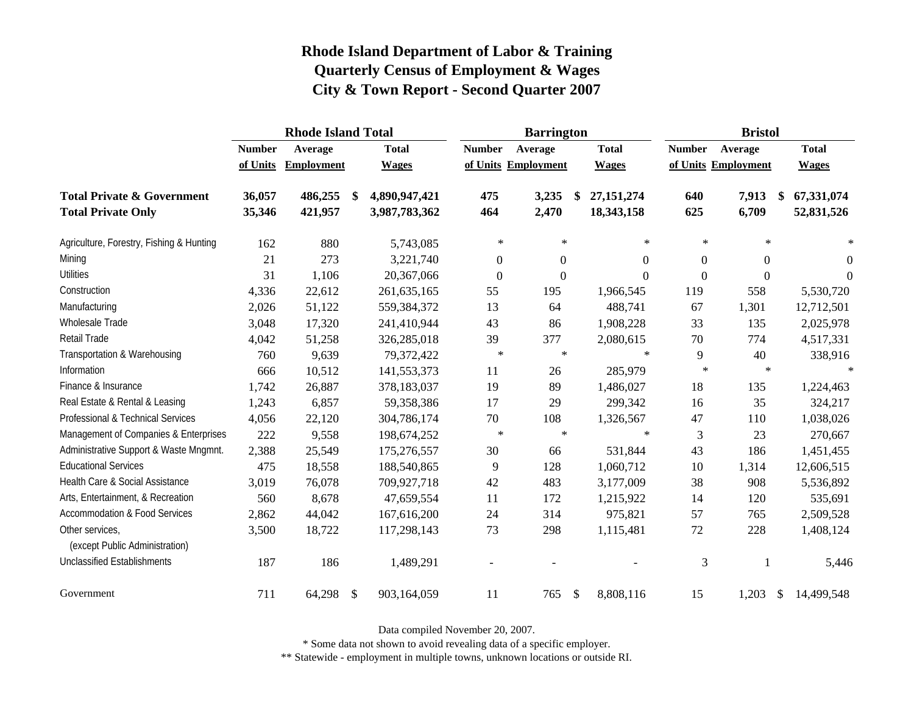# Rhode Island Department of Labor & Training
## Quarterly Census of Employment & Wages
## City & Town Report - Second Quarter 2007

| | Rhode Island Total | | | Barrington | | | Bristol | | |
|---|---|---|---|---|---|---|---|---|---|
| | Number of Units | Average Employment | Total Wages | Number of Units | Average Employment | Total Wages | Number of Units | Average Employment | Total Wages |
| **Total Private & Government** | **36,057** | **486,255** | **$ 4,890,947,421** | **475** | **3,235** | **$ 27,151,274** | **640** | **7,913** | **$ 67,331,074** |
| **Total Private Only** | **35,346** | **421,957** | **3,987,783,362** | **464** | **2,470** | **18,343,158** | **625** | **6,709** | **52,831,526** |
| Agriculture, Forestry, Fishing & Hunting | 162 | 880 | 5,743,085 | * | * | * | * | * | * |
| Mining | 21 | 273 | 3,221,740 | 0 | 0 | 0 | 0 | 0 | 0 |
| Utilities | 31 | 1,106 | 20,367,066 | 0 | 0 | 0 | 0 | 0 | 0 |
| Construction | 4,336 | 22,612 | 261,635,165 | 55 | 195 | 1,966,545 | 119 | 558 | 5,530,720 |
| Manufacturing | 2,026 | 51,122 | 559,384,372 | 13 | 64 | 488,741 | 67 | 1,301 | 12,712,501 |
| Wholesale Trade | 3,048 | 17,320 | 241,410,944 | 43 | 86 | 1,908,228 | 33 | 135 | 2,025,978 |
| Retail Trade | 4,042 | 51,258 | 326,285,018 | 39 | 377 | 2,080,615 | 70 | 774 | 4,517,331 |
| Transportation & Warehousing | 760 | 9,639 | 79,372,422 | * | * | * | 9 | 40 | 338,916 |
| Information | 666 | 10,512 | 141,553,373 | 11 | 26 | 285,979 | * | * | * |
| Finance & Insurance | 1,742 | 26,887 | 378,183,037 | 19 | 89 | 1,486,027 | 18 | 135 | 1,224,463 |
| Real Estate & Rental & Leasing | 1,243 | 6,857 | 59,358,386 | 17 | 29 | 299,342 | 16 | 35 | 324,217 |
| Professional & Technical Services | 4,056 | 22,120 | 304,786,174 | 70 | 108 | 1,326,567 | 47 | 110 | 1,038,026 |
| Management of Companies & Enterprises | 222 | 9,558 | 198,674,252 | * | * | * | 3 | 23 | 270,667 |
| Administrative Support & Waste Mngmnt. | 2,388 | 25,549 | 175,276,557 | 30 | 66 | 531,844 | 43 | 186 | 1,451,455 |
| Educational Services | 475 | 18,558 | 188,540,865 | 9 | 128 | 1,060,712 | 10 | 1,314 | 12,606,515 |
| Health Care & Social Assistance | 3,019 | 76,078 | 709,927,718 | 42 | 483 | 3,177,009 | 38 | 908 | 5,536,892 |
| Arts, Entertainment, & Recreation | 560 | 8,678 | 47,659,554 | 11 | 172 | 1,215,922 | 14 | 120 | 535,691 |
| Accommodation & Food Services | 2,862 | 44,042 | 167,616,200 | 24 | 314 | 975,821 | 57 | 765 | 2,509,528 |
| Other services, (except Public Administration) | 3,500 | 18,722 | 117,298,143 | 73 | 298 | 1,115,481 | 72 | 228 | 1,408,124 |
| Unclassified Establishments | 187 | 186 | 1,489,291 | - | - | - | 3 | 1 | 5,446 |
| Government | 711 | 64,298 | $ 903,164,059 | 11 | 765 | $ 8,808,116 | 15 | 1,203 | $ 14,499,548 |

Data compiled November 20, 2007.

* Some data not shown to avoid revealing data of a specific employer.

** Statewide - employment in multiple towns, unknown locations or outside RI.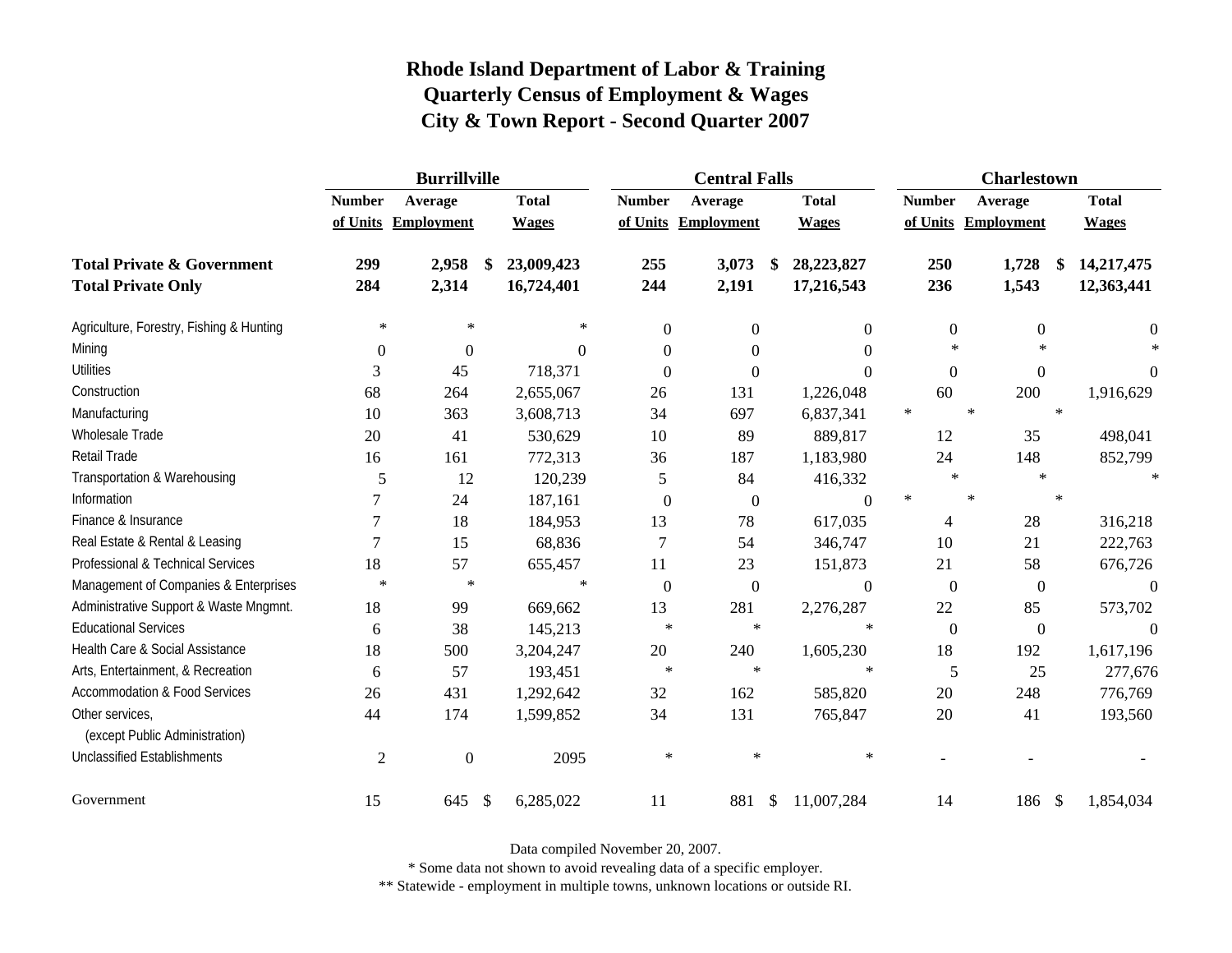# Rhode Island Department of Labor & Training
## Quarterly Census of Employment & Wages
## City & Town Report - Second Quarter 2007

| | Burrillville | | | Central Falls | | | Charlestown | | |
|---|---|---|---|---|---|---|---|---|---|
| | Number of Units | Average Employment | Total Wages | Number of Units | Average Employment | Total Wages | Number of Units | Average Employment | Total Wages |
| **Total Private & Government** | **299** | **2,958** | **$ 23,009,423** | **255** | **3,073** | **$ 28,223,827** | **250** | **1,728** | **$ 14,217,475** |
| **Total Private Only** | **284** | **2,314** | **16,724,401** | **244** | **2,191** | **17,216,543** | **236** | **1,543** | **12,363,441** |
| Agriculture, Forestry, Fishing & Hunting | * | * | * | 0 | 0 | 0 | 0 | 0 | 0 |
| Mining | 0 | 0 | 0 | 0 | 0 | 0 | * | * | * |
| Utilities | 3 | 45 | 718,371 | 0 | 0 | 0 | 0 | 0 | 0 |
| Construction | 68 | 264 | 2,655,067 | 26 | 131 | 1,226,048 | 60 | 200 | 1,916,629 |
| Manufacturing | 10 | 363 | 3,608,713 | 34 | 697 | 6,837,341 | * | * | * |
| Wholesale Trade | 20 | 41 | 530,629 | 10 | 89 | 889,817 | 12 | 35 | 498,041 |
| Retail Trade | 16 | 161 | 772,313 | 36 | 187 | 1,183,980 | 24 | 148 | 852,799 |
| Transportation & Warehousing | 5 | 12 | 120,239 | 5 | 84 | 416,332 | * | * | * |
| Information | 7 | 24 | 187,161 | 0 | 0 | 0 | * | * | * |
| Finance & Insurance | 7 | 18 | 184,953 | 13 | 78 | 617,035 | 4 | 28 | 316,218 |
| Real Estate & Rental & Leasing | 7 | 15 | 68,836 | 7 | 54 | 346,747 | 10 | 21 | 222,763 |
| Professional & Technical Services | 18 | 57 | 655,457 | 11 | 23 | 151,873 | 21 | 58 | 676,726 |
| Management of Companies & Enterprises | * | * | * | 0 | 0 | 0 | 0 | 0 | 0 |
| Administrative Support & Waste Mngmnt. | 18 | 99 | 669,662 | 13 | 281 | 2,276,287 | 22 | 85 | 573,702 |
| Educational Services | 6 | 38 | 145,213 | * | * | * | 0 | 0 | 0 |
| Health Care & Social Assistance | 18 | 500 | 3,204,247 | 20 | 240 | 1,605,230 | 18 | 192 | 1,617,196 |
| Arts, Entertainment, & Recreation | 6 | 57 | 193,451 | * | * | * | 5 | 25 | 277,676 |
| Accommodation & Food Services | 26 | 431 | 1,292,642 | 32 | 162 | 585,820 | 20 | 248 | 776,769 |
| Other services, (except Public Administration) | 44 | 174 | 1,599,852 | 34 | 131 | 765,847 | 20 | 41 | 193,560 |
| Unclassified Establishments | 2 | 0 | 2095 | * | * | * | - | - | - |
| Government | 15 | 645 | $ 6,285,022 | 11 | 881 | $ 11,007,284 | 14 | 186 | $ 1,854,034 |

Data compiled November 20, 2007.

* Some data not shown to avoid revealing data of a specific employer.

** Statewide - employment in multiple towns, unknown locations or outside RI.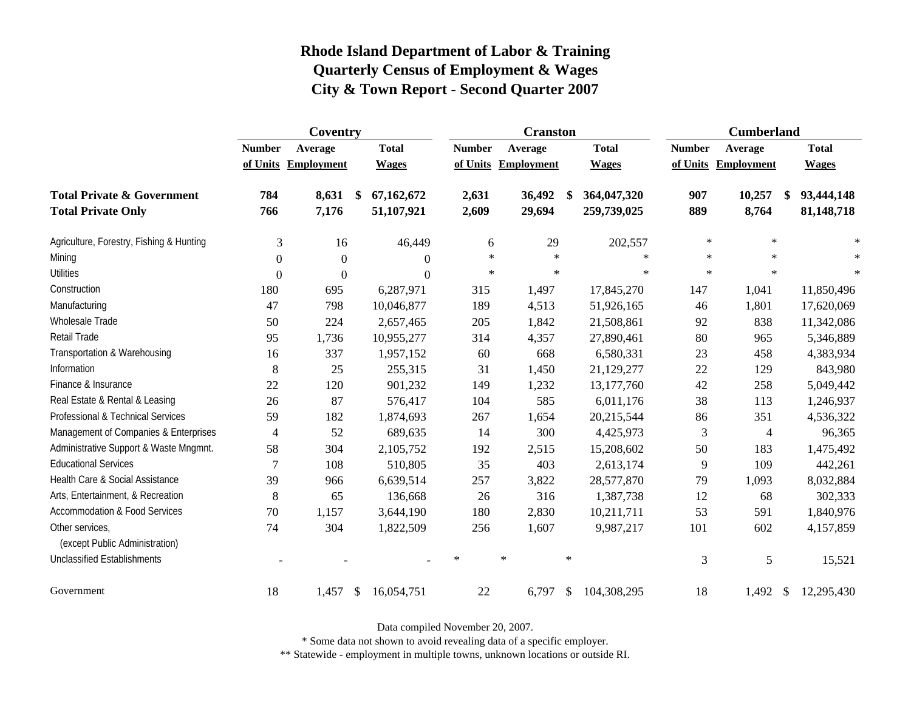# Rhode Island Department of Labor & Training
## Quarterly Census of Employment & Wages
## City & Town Report - Second Quarter 2007

| | Coventry | | | Cranston | | | Cumberland | | |
|---|---|---|---|---|---|---|---|---|---|
| | Number of Units | Average Employment | Total Wages | Number of Units | Average Employment | Total Wages | Number of Units | Average Employment | Total Wages |
| **Total Private & Government** | **784** | **8,631** | **$ 67,162,672** | **2,631** | **36,492** | **$ 364,047,320** | **907** | **10,257** | **$ 93,444,148** |
| **Total Private Only** | **766** | **7,176** | **51,107,921** | **2,609** | **29,694** | **259,739,025** | **889** | **8,764** | **81,148,718** |
| Agriculture, Forestry, Fishing & Hunting | 3 | 16 | 46,449 | 6 | 29 | 202,557 | * | * | * |
| Mining | 0 | 0 | 0 | * | * | * | * | * | * |
| Utilities | 0 | 0 | 0 | * | * | * | * | * | * |
| Construction | 180 | 695 | 6,287,971 | 315 | 1,497 | 17,845,270 | 147 | 1,041 | 11,850,496 |
| Manufacturing | 47 | 798 | 10,046,877 | 189 | 4,513 | 51,926,165 | 46 | 1,801 | 17,620,069 |
| Wholesale Trade | 50 | 224 | 2,657,465 | 205 | 1,842 | 21,508,861 | 92 | 838 | 11,342,086 |
| Retail Trade | 95 | 1,736 | 10,955,277 | 314 | 4,357 | 27,890,461 | 80 | 965 | 5,346,889 |
| Transportation & Warehousing | 16 | 337 | 1,957,152 | 60 | 668 | 6,580,331 | 23 | 458 | 4,383,934 |
| Information | 8 | 25 | 255,315 | 31 | 1,450 | 21,129,277 | 22 | 129 | 843,980 |
| Finance & Insurance | 22 | 120 | 901,232 | 149 | 1,232 | 13,177,760 | 42 | 258 | 5,049,442 |
| Real Estate & Rental & Leasing | 26 | 87 | 576,417 | 104 | 585 | 6,011,176 | 38 | 113 | 1,246,937 |
| Professional & Technical Services | 59 | 182 | 1,874,693 | 267 | 1,654 | 20,215,544 | 86 | 351 | 4,536,322 |
| Management of Companies & Enterprises | 4 | 52 | 689,635 | 14 | 300 | 4,425,973 | 3 | 4 | 96,365 |
| Administrative Support & Waste Mngmnt. | 58 | 304 | 2,105,752 | 192 | 2,515 | 15,208,602 | 50 | 183 | 1,475,492 |
| Educational Services | 7 | 108 | 510,805 | 35 | 403 | 2,613,174 | 9 | 109 | 442,261 |
| Health Care & Social Assistance | 39 | 966 | 6,639,514 | 257 | 3,822 | 28,577,870 | 79 | 1,093 | 8,032,884 |
| Arts, Entertainment, & Recreation | 8 | 65 | 136,668 | 26 | 316 | 1,387,738 | 12 | 68 | 302,333 |
| Accommodation & Food Services | 70 | 1,157 | 3,644,190 | 180 | 2,830 | 10,211,711 | 53 | 591 | 1,840,976 |
| Other services, (except Public Administration) | 74 | 304 | 1,822,509 | 256 | 1,607 | 9,987,217 | 101 | 602 | 4,157,859 |
| Unclassified Establishments | - | - | - | * | * | * | 3 | 5 | 15,521 |
| Government | 18 | 1,457 | $ 16,054,751 | 22 | 6,797 | $ 104,308,295 | 18 | 1,492 | $ 12,295,430 |

Data compiled November 20, 2007.

\* Some data not shown to avoid revealing data of a specific employer.

\*\* Statewide - employment in multiple towns, unknown locations or outside RI.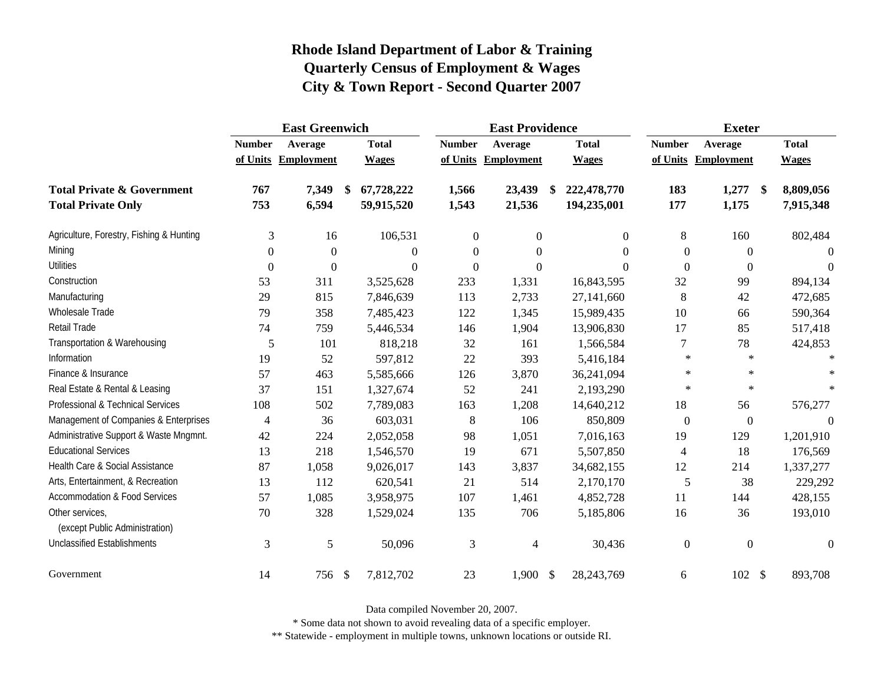# Rhode Island Department of Labor & Training
# Quarterly Census of Employment & Wages
# City & Town Report - Second Quarter 2007

| | East Greenwich | | | East Providence | | | Exeter | | |
|---|---|---|---|---|---|---|---|---|---|
| | Number of Units | Average Employment | Total Wages | Number of Units | Average Employment | Total Wages | Number of Units | Average Employment | Total Wages |
| **Total Private & Government** | **767** | **7,349** | **$ 67,728,222** | **1,566** | **23,439** | **$ 222,478,770** | **183** | **1,277** | **$ 8,809,056** |
| **Total Private Only** | **753** | **6,594** | **59,915,520** | **1,543** | **21,536** | **194,235,001** | **177** | **1,175** | **7,915,348** |
| Agriculture, Forestry, Fishing & Hunting | 3 | 16 | 106,531 | 0 | 0 | 0 | 8 | 160 | 802,484 |
| Mining | 0 | 0 | 0 | 0 | 0 | 0 | 0 | 0 | 0 |
| Utilities | 0 | 0 | 0 | 0 | 0 | 0 | 0 | 0 | 0 |
| Construction | 53 | 311 | 3,525,628 | 233 | 1,331 | 16,843,595 | 32 | 99 | 894,134 |
| Manufacturing | 29 | 815 | 7,846,639 | 113 | 2,733 | 27,141,660 | 8 | 42 | 472,685 |
| Wholesale Trade | 79 | 358 | 7,485,423 | 122 | 1,345 | 15,989,435 | 10 | 66 | 590,364 |
| Retail Trade | 74 | 759 | 5,446,534 | 146 | 1,904 | 13,906,830 | 17 | 85 | 517,418 |
| Transportation & Warehousing | 5 | 101 | 818,218 | 32 | 161 | 1,566,584 | 7 | 78 | 424,853 |
| Information | 19 | 52 | 597,812 | 22 | 393 | 5,416,184 | * | * | * |
| Finance & Insurance | 57 | 463 | 5,585,666 | 126 | 3,870 | 36,241,094 | * | * | * |
| Real Estate & Rental & Leasing | 37 | 151 | 1,327,674 | 52 | 241 | 2,193,290 | * | * | * |
| Professional & Technical Services | 108 | 502 | 7,789,083 | 163 | 1,208 | 14,640,212 | 18 | 56 | 576,277 |
| Management of Companies & Enterprises | 4 | 36 | 603,031 | 8 | 106 | 850,809 | 0 | 0 | 0 |
| Administrative Support & Waste Mngmnt. | 42 | 224 | 2,052,058 | 98 | 1,051 | 7,016,163 | 19 | 129 | 1,201,910 |
| Educational Services | 13 | 218 | 1,546,570 | 19 | 671 | 5,507,850 | 4 | 18 | 176,569 |
| Health Care & Social Assistance | 87 | 1,058 | 9,026,017 | 143 | 3,837 | 34,682,155 | 12 | 214 | 1,337,277 |
| Arts, Entertainment, & Recreation | 13 | 112 | 620,541 | 21 | 514 | 2,170,170 | 5 | 38 | 229,292 |
| Accommodation & Food Services | 57 | 1,085 | 3,958,975 | 107 | 1,461 | 4,852,728 | 11 | 144 | 428,155 |
| Other services, (except Public Administration) | 70 | 328 | 1,529,024 | 135 | 706 | 5,185,806 | 16 | 36 | 193,010 |
| Unclassified Establishments | 3 | 5 | 50,096 | 3 | 4 | 30,436 | 0 | 0 | 0 |
| Government | 14 | 756 | $ 7,812,702 | 23 | 1,900 | $ 28,243,769 | 6 | 102 | $ 893,708 |

Data compiled November 20, 2007.

* Some data not shown to avoid revealing data of a specific employer.

** Statewide - employment in multiple towns, unknown locations or outside RI.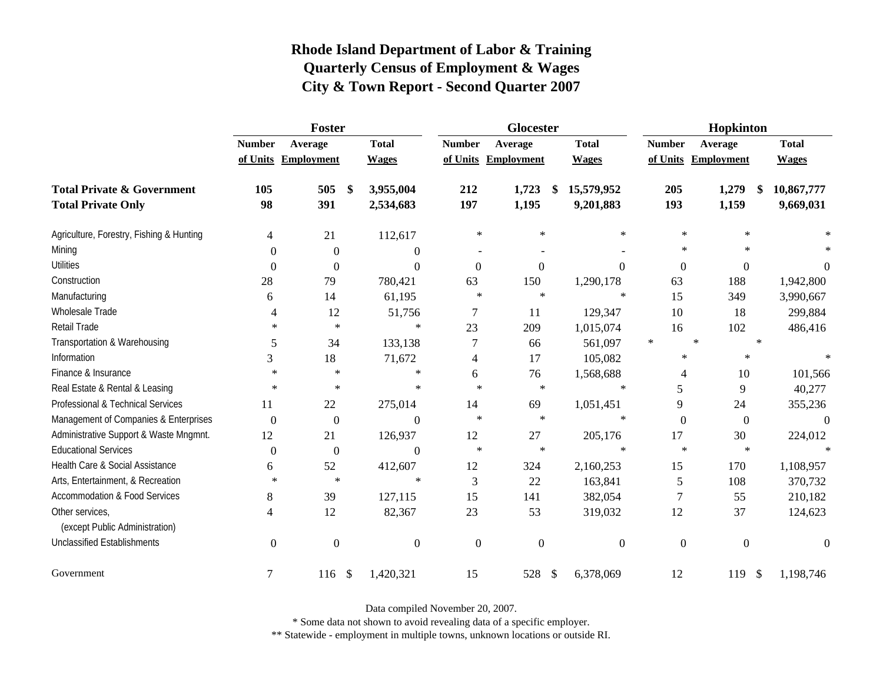# Rhode Island Department of Labor & Training
## Quarterly Census of Employment & Wages
## City & Town Report - Second Quarter 2007

| | Foster | | | Glocester | | | Hopkinton | | |
|---|---|---|---|---|---|---|---|---|---|
| | Number of Units | Average Employment | Total Wages | Number of Units | Average Employment | Total Wages | Number of Units | Average Employment | Total Wages |
| **Total Private & Government** | **105** | **505** | **$ 3,955,004** | **212** | **1,723** | **$ 15,579,952** | **205** | **1,279** | **$ 10,867,777** |
| **Total Private Only** | **98** | **391** | **2,534,683** | **197** | **1,195** | **9,201,883** | **193** | **1,159** | **9,669,031** |
| Agriculture, Forestry, Fishing & Hunting | 4 | 21 | 112,617 | * | * | * | * | * | * |
| Mining | 0 | 0 | 0 | - | - | - | * | * | * |
| Utilities | 0 | 0 | 0 | 0 | 0 | 0 | 0 | 0 | 0 |
| Construction | 28 | 79 | 780,421 | 63 | 150 | 1,290,178 | 63 | 188 | 1,942,800 |
| Manufacturing | 6 | 14 | 61,195 | * | * | * | 15 | 349 | 3,990,667 |
| Wholesale Trade | 4 | 12 | 51,756 | 7 | 11 | 129,347 | 10 | 18 | 299,884 |
| Retail Trade | * | * | * | 23 | 209 | 1,015,074 | 16 | 102 | 486,416 |
| Transportation & Warehousing | 5 | 34 | 133,138 | 7 | 66 | 561,097 | * | * | * |
| Information | 3 | 18 | 71,672 | 4 | 17 | 105,082 | * | * | * |
| Finance & Insurance | * | * | * | 6 | 76 | 1,568,688 | 4 | 10 | 101,566 |
| Real Estate & Rental & Leasing | * | * | * | * | * | * | 5 | 9 | 40,277 |
| Professional & Technical Services | 11 | 22 | 275,014 | 14 | 69 | 1,051,451 | 9 | 24 | 355,236 |
| Management of Companies & Enterprises | 0 | 0 | 0 | * | * | * | 0 | 0 | 0 |
| Administrative Support & Waste Mngmnt. | 12 | 21 | 126,937 | 12 | 27 | 205,176 | 17 | 30 | 224,012 |
| Educational Services | 0 | 0 | 0 | * | * | * | * | * | * |
| Health Care & Social Assistance | 6 | 52 | 412,607 | 12 | 324 | 2,160,253 | 15 | 170 | 1,108,957 |
| Arts, Entertainment, & Recreation | * | * | * | 3 | 22 | 163,841 | 5 | 108 | 370,732 |
| Accommodation & Food Services | 8 | 39 | 127,115 | 15 | 141 | 382,054 | 7 | 55 | 210,182 |
| Other services, (except Public Administration) | 4 | 12 | 82,367 | 23 | 53 | 319,032 | 12 | 37 | 124,623 |
| Unclassified Establishments | 0 | 0 | 0 | 0 | 0 | 0 | 0 | 0 | 0 |
| Government | 7 | 116 | $ 1,420,321 | 15 | 528 | $ 6,378,069 | 12 | 119 | $ 1,198,746 |

Data compiled November 20, 2007.

* Some data not shown to avoid revealing data of a specific employer.

** Statewide - employment in multiple towns, unknown locations or outside RI.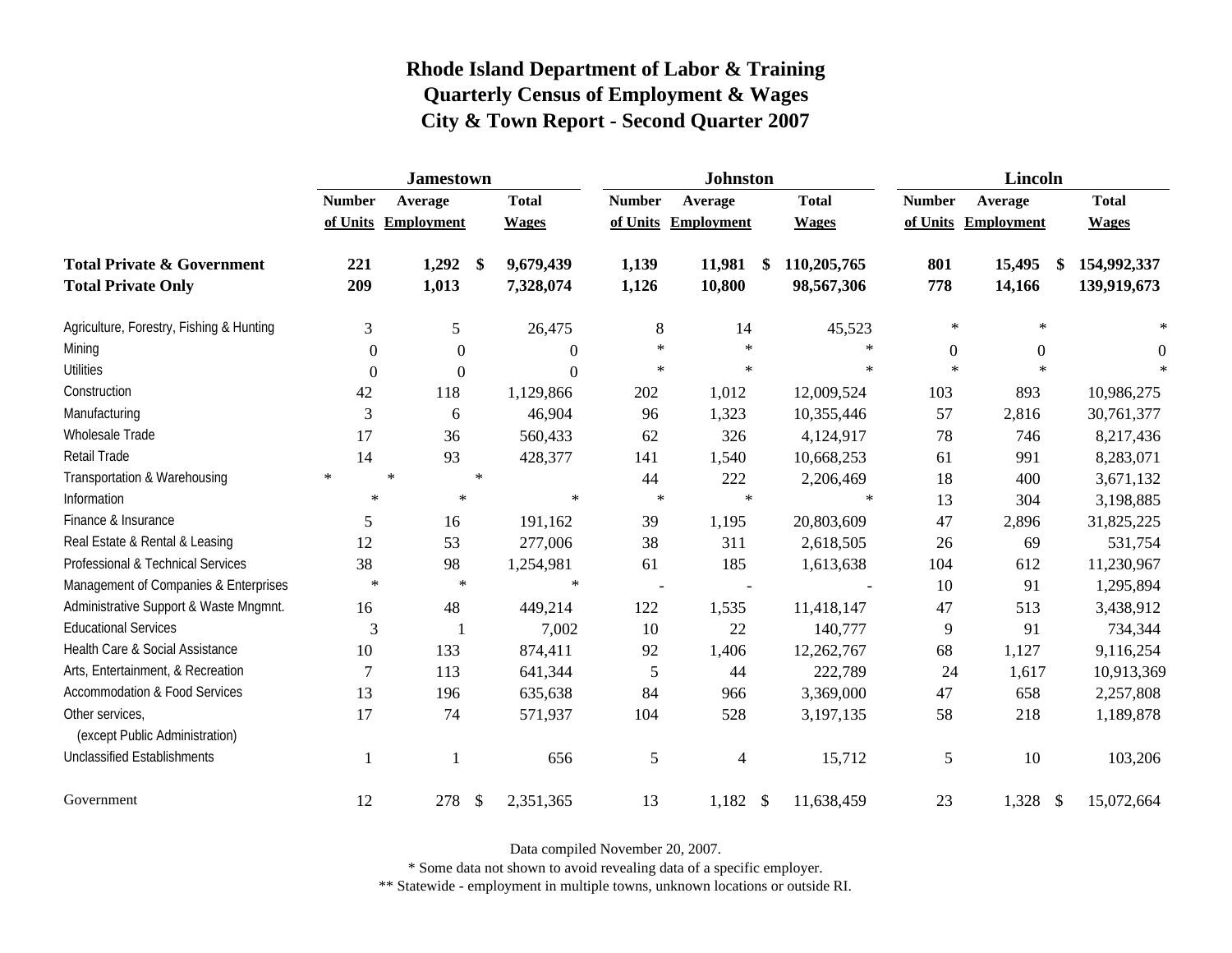# Rhode Island Department of Labor & Training
## Quarterly Census of Employment & Wages
## City & Town Report - Second Quarter 2007

| | Jamestown | | | Johnston | | | Lincoln | | |
|---|---|---|---|---|---|---|---|---|---|
| | Number of Units | Average Employment | Total Wages | Number of Units | Average Employment | Total Wages | Number of Units | Average Employment | Total Wages |
| **Total Private & Government** | **221** | **1,292** | **$ 9,679,439** | **1,139** | **11,981** | **$ 110,205,765** | **801** | **15,495** | **$ 154,992,337** |
| **Total Private Only** | **209** | **1,013** | **7,328,074** | **1,126** | **10,800** | **98,567,306** | **778** | **14,166** | **139,919,673** |
| Agriculture, Forestry, Fishing & Hunting | 3 | 5 | 26,475 | 8 | 14 | 45,523 | * | * | * |
| Mining | 0 | 0 | 0 | * | * | * | 0 | 0 | 0 |
| Utilities | 0 | 0 | 0 | * | * | * | * | * | * |
| Construction | 42 | 118 | 1,129,866 | 202 | 1,012 | 12,009,524 | 103 | 893 | 10,986,275 |
| Manufacturing | 3 | 6 | 46,904 | 96 | 1,323 | 10,355,446 | 57 | 2,816 | 30,761,377 |
| Wholesale Trade | 17 | 36 | 560,433 | 62 | 326 | 4,124,917 | 78 | 746 | 8,217,436 |
| Retail Trade | 14 | 93 | 428,377 | 141 | 1,540 | 10,668,253 | 61 | 991 | 8,283,071 |
| Transportation & Warehousing | * | * | * | 44 | 222 | 2,206,469 | 18 | 400 | 3,671,132 |
| Information | * | * | * | * | * | * | 13 | 304 | 3,198,885 |
| Finance & Insurance | 5 | 16 | 191,162 | 39 | 1,195 | 20,803,609 | 47 | 2,896 | 31,825,225 |
| Real Estate & Rental & Leasing | 12 | 53 | 277,006 | 38 | 311 | 2,618,505 | 26 | 69 | 531,754 |
| Professional & Technical Services | 38 | 98 | 1,254,981 | 61 | 185 | 1,613,638 | 104 | 612 | 11,230,967 |
| Management of Companies & Enterprises | * | * | * | - | - | - | 10 | 91 | 1,295,894 |
| Administrative Support & Waste Mngmnt. | 16 | 48 | 449,214 | 122 | 1,535 | 11,418,147 | 47 | 513 | 3,438,912 |
| Educational Services | 3 | 1 | 7,002 | 10 | 22 | 140,777 | 9 | 91 | 734,344 |
| Health Care & Social Assistance | 10 | 133 | 874,411 | 92 | 1,406 | 12,262,767 | 68 | 1,127 | 9,116,254 |
| Arts, Entertainment, & Recreation | 7 | 113 | 641,344 | 5 | 44 | 222,789 | 24 | 1,617 | 10,913,369 |
| Accommodation & Food Services | 13 | 196 | 635,638 | 84 | 966 | 3,369,000 | 47 | 658 | 2,257,808 |
| Other services, (except Public Administration) | 17 | 74 | 571,937 | 104 | 528 | 3,197,135 | 58 | 218 | 1,189,878 |
| Unclassified Establishments | 1 | 1 | 656 | 5 | 4 | 15,712 | 5 | 10 | 103,206 |
| Government | 12 | 278 | $ 2,351,365 | 13 | 1,182 | $ 11,638,459 | 23 | 1,328 | $ 15,072,664 |

Data compiled November 20, 2007.

* Some data not shown to avoid revealing data of a specific employer.

** Statewide - employment in multiple towns, unknown locations or outside RI.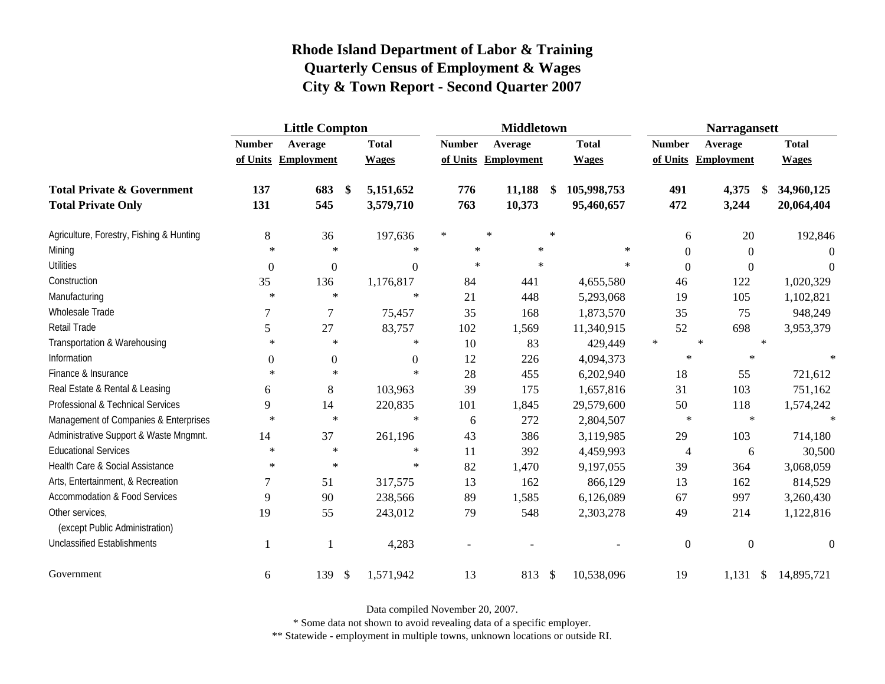# Rhode Island Department of Labor & Training
## Quarterly Census of Employment & Wages
### City & Town Report - Second Quarter 2007

| | Little Compton | | | Middletown | | | Narragansett | | |
|---|---|---|---|---|---|---|---|---|---|
| | Number of Units | Average Employment | Total Wages | Number of Units | Average Employment | Total Wages | Number of Units | Average Employment | Total Wages |
| **Total Private & Government** | **137** | **683** | **$ 5,151,652** | **776** | **11,188** | **$ 105,998,753** | **491** | **4,375** | **$ 34,960,125** |
| **Total Private Only** | **131** | **545** | **3,579,710** | **763** | **10,373** | **95,460,657** | **472** | **3,244** | **20,064,404** |
| Agriculture, Forestry, Fishing & Hunting | 8 | 36 | 197,636 | * | * | * | 6 | 20 | 192,846 |
| Mining | * | * | * | * | * | * | 0 | 0 | 0 |
| Utilities | 0 | 0 | 0 | * | * | * | 0 | 0 | 0 |
| Construction | 35 | 136 | 1,176,817 | 84 | 441 | 4,655,580 | 46 | 122 | 1,020,329 |
| Manufacturing | * | * | * | 21 | 448 | 5,293,068 | 19 | 105 | 1,102,821 |
| Wholesale Trade | 7 | 7 | 75,457 | 35 | 168 | 1,873,570 | 35 | 75 | 948,249 |
| Retail Trade | 5 | 27 | 83,757 | 102 | 1,569 | 11,340,915 | 52 | 698 | 3,953,379 |
| Transportation & Warehousing | * | * | * | 10 | 83 | 429,449 | * | * | * |
| Information | 0 | 0 | 0 | 12 | 226 | 4,094,373 | * | * | * |
| Finance & Insurance | * | * | * | 28 | 455 | 6,202,940 | 18 | 55 | 721,612 |
| Real Estate & Rental & Leasing | 6 | 8 | 103,963 | 39 | 175 | 1,657,816 | 31 | 103 | 751,162 |
| Professional & Technical Services | 9 | 14 | 220,835 | 101 | 1,845 | 29,579,600 | 50 | 118 | 1,574,242 |
| Management of Companies & Enterprises | * | * | * | 6 | 272 | 2,804,507 | * | * | * |
| Administrative Support & Waste Mngmnt. | 14 | 37 | 261,196 | 43 | 386 | 3,119,985 | 29 | 103 | 714,180 |
| Educational Services | * | * | * | 11 | 392 | 4,459,993 | 4 | 6 | 30,500 |
| Health Care & Social Assistance | * | * | * | 82 | 1,470 | 9,197,055 | 39 | 364 | 3,068,059 |
| Arts, Entertainment, & Recreation | 7 | 51 | 317,575 | 13 | 162 | 866,129 | 13 | 162 | 814,529 |
| Accommodation & Food Services | 9 | 90 | 238,566 | 89 | 1,585 | 6,126,089 | 67 | 997 | 3,260,430 |
| Other services, (except Public Administration) | 19 | 55 | 243,012 | 79 | 548 | 2,303,278 | 49 | 214 | 1,122,816 |
| Unclassified Establishments | 1 | 1 | 4,283 | - | - | - | 0 | 0 | 0 |
| Government | 6 | 139 | $ 1,571,942 | 13 | 813 | $ 10,538,096 | 19 | 1,131 | $ 14,895,721 |

Data compiled November 20, 2007.

* Some data not shown to avoid revealing data of a specific employer.

** Statewide - employment in multiple towns, unknown locations or outside RI.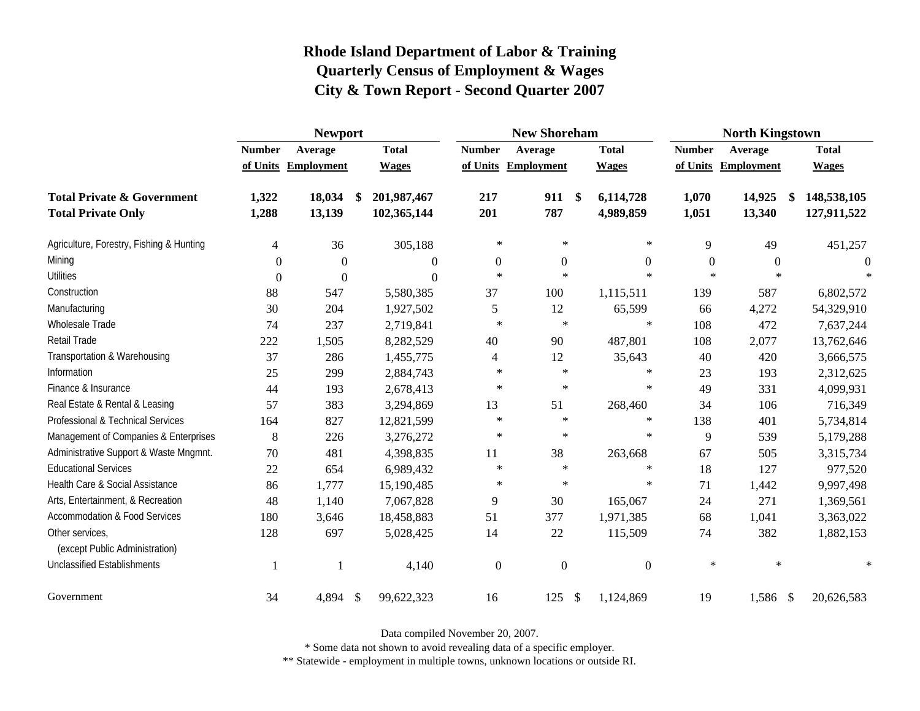# Rhode Island Department of Labor & Training
## Quarterly Census of Employment & Wages
## City & Town Report - Second Quarter 2007

| | Newport | | | New Shoreham | | | North Kingstown | | |
|---|---|---|---|---|---|---|---|---|---|
| | Number of Units | Average Employment | Total Wages | Number of Units | Average Employment | Total Wages | Number of Units | Average Employment | Total Wages |
| **Total Private & Government** | **1,322** | **18,034** | **$ 201,987,467** | **217** | **911** | **$ 6,114,728** | **1,070** | **14,925** | **$ 148,538,105** |
| **Total Private Only** | **1,288** | **13,139** | **102,365,144** | **201** | **787** | **4,989,859** | **1,051** | **13,340** | **127,911,522** |
| Agriculture, Forestry, Fishing & Hunting | 4 | 36 | 305,188 | * | * | * | 9 | 49 | 451,257 |
| Mining | 0 | 0 | 0 | 0 | 0 | 0 | 0 | 0 | 0 |
| Utilities | 0 | 0 | 0 | * | * | * | * | * | * |
| Construction | 88 | 547 | 5,580,385 | 37 | 100 | 1,115,511 | 139 | 587 | 6,802,572 |
| Manufacturing | 30 | 204 | 1,927,502 | 5 | 12 | 65,599 | 66 | 4,272 | 54,329,910 |
| Wholesale Trade | 74 | 237 | 2,719,841 | * | * | * | 108 | 472 | 7,637,244 |
| Retail Trade | 222 | 1,505 | 8,282,529 | 40 | 90 | 487,801 | 108 | 2,077 | 13,762,646 |
| Transportation & Warehousing | 37 | 286 | 1,455,775 | 4 | 12 | 35,643 | 40 | 420 | 3,666,575 |
| Information | 25 | 299 | 2,884,743 | * | * | * | 23 | 193 | 2,312,625 |
| Finance & Insurance | 44 | 193 | 2,678,413 | * | * | * | 49 | 331 | 4,099,931 |
| Real Estate & Rental & Leasing | 57 | 383 | 3,294,869 | 13 | 51 | 268,460 | 34 | 106 | 716,349 |
| Professional & Technical Services | 164 | 827 | 12,821,599 | * | * | * | 138 | 401 | 5,734,814 |
| Management of Companies & Enterprises | 8 | 226 | 3,276,272 | * | * | * | 9 | 539 | 5,179,288 |
| Administrative Support & Waste Mngmnt. | 70 | 481 | 4,398,835 | 11 | 38 | 263,668 | 67 | 505 | 3,315,734 |
| Educational Services | 22 | 654 | 6,989,432 | * | * | * | 18 | 127 | 977,520 |
| Health Care & Social Assistance | 86 | 1,777 | 15,190,485 | * | * | * | 71 | 1,442 | 9,997,498 |
| Arts, Entertainment, & Recreation | 48 | 1,140 | 7,067,828 | 9 | 30 | 165,067 | 24 | 271 | 1,369,561 |
| Accommodation & Food Services | 180 | 3,646 | 18,458,883 | 51 | 377 | 1,971,385 | 68 | 1,041 | 3,363,022 |
| Other services, (except Public Administration) | 128 | 697 | 5,028,425 | 14 | 22 | 115,509 | 74 | 382 | 1,882,153 |
| Unclassified Establishments | 1 | 1 | 4,140 | 0 | 0 | 0 | * | * | * |
| Government | 34 | 4,894 | $ 99,622,323 | 16 | 125 | $ 1,124,869 | 19 | 1,586 | $ 20,626,583 |

Data compiled November 20, 2007.

* Some data not shown to avoid revealing data of a specific employer.

** Statewide - employment in multiple towns, unknown locations or outside RI.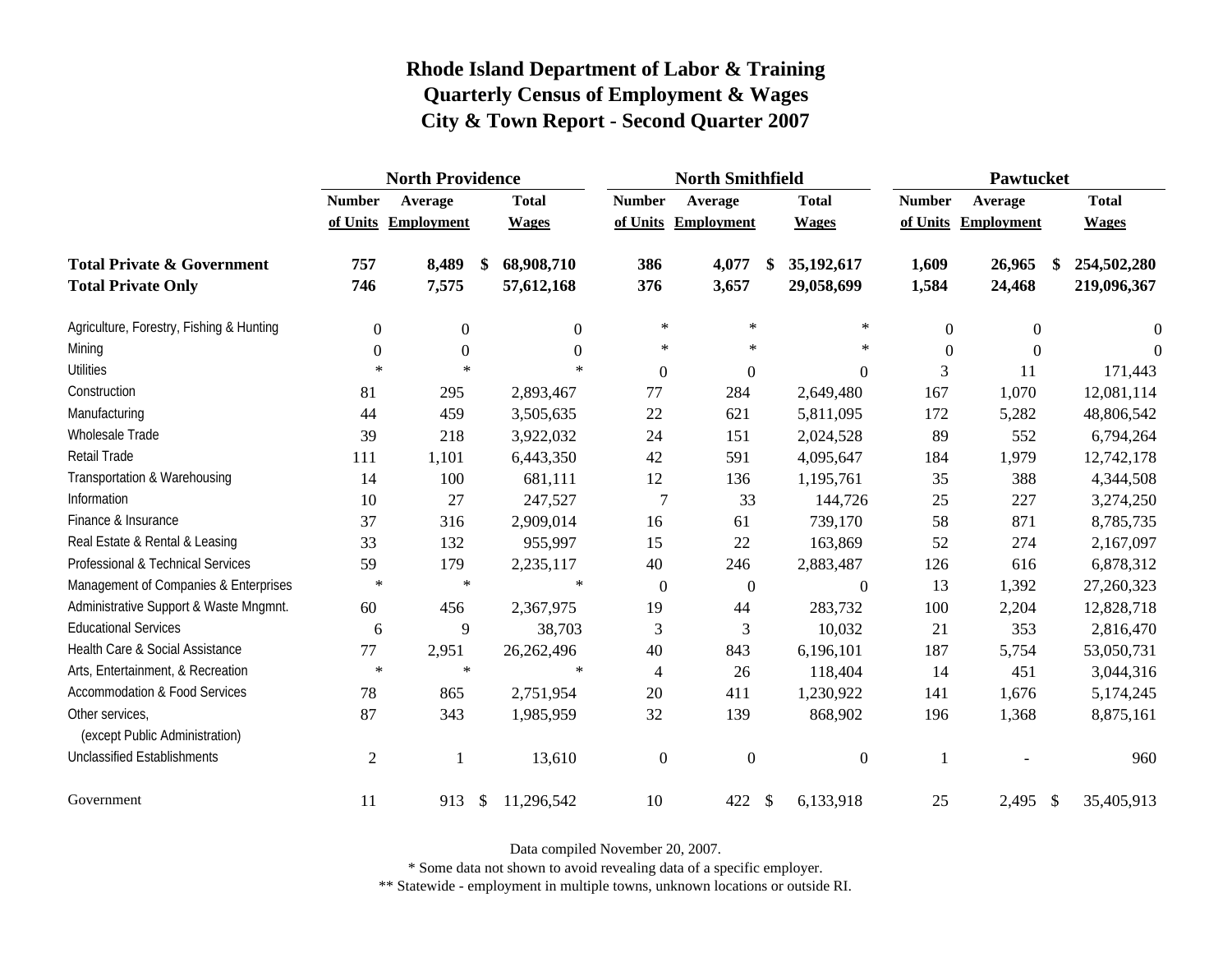# Rhode Island Department of Labor & Training
## Quarterly Census of Employment & Wages
## City & Town Report - Second Quarter 2007

| | North Providence | | | North Smithfield | | | Pawtucket | | |
|---|---|---|---|---|---|---|---|---|---|
| | Number of Units | Average Employment | Total Wages | Number of Units | Average Employment | Total Wages | Number of Units | Average Employment | Total Wages |
| **Total Private & Government** | **757** | **8,489** | **$ 68,908,710** | **386** | **4,077** | **$ 35,192,617** | **1,609** | **26,965** | **$ 254,502,280** |
| **Total Private Only** | **746** | **7,575** | **57,612,168** | **376** | **3,657** | **29,058,699** | **1,584** | **24,468** | **219,096,367** |
| Agriculture, Forestry, Fishing & Hunting | 0 | 0 | 0 | * | * | * | 0 | 0 | 0 |
| Mining | 0 | 0 | 0 | * | * | * | 0 | 0 | 0 |
| Utilities | * | * | * | 0 | 0 | 0 | 3 | 11 | 171,443 |
| Construction | 81 | 295 | 2,893,467 | 77 | 284 | 2,649,480 | 167 | 1,070 | 12,081,114 |
| Manufacturing | 44 | 459 | 3,505,635 | 22 | 621 | 5,811,095 | 172 | 5,282 | 48,806,542 |
| Wholesale Trade | 39 | 218 | 3,922,032 | 24 | 151 | 2,024,528 | 89 | 552 | 6,794,264 |
| Retail Trade | 111 | 1,101 | 6,443,350 | 42 | 591 | 4,095,647 | 184 | 1,979 | 12,742,178 |
| Transportation & Warehousing | 14 | 100 | 681,111 | 12 | 136 | 1,195,761 | 35 | 388 | 4,344,508 |
| Information | 10 | 27 | 247,527 | 7 | 33 | 144,726 | 25 | 227 | 3,274,250 |
| Finance & Insurance | 37 | 316 | 2,909,014 | 16 | 61 | 739,170 | 58 | 871 | 8,785,735 |
| Real Estate & Rental & Leasing | 33 | 132 | 955,997 | 15 | 22 | 163,869 | 52 | 274 | 2,167,097 |
| Professional & Technical Services | 59 | 179 | 2,235,117 | 40 | 246 | 2,883,487 | 126 | 616 | 6,878,312 |
| Management of Companies & Enterprises | * | * | * | 0 | 0 | 0 | 13 | 1,392 | 27,260,323 |
| Administrative Support & Waste Mngmnt. | 60 | 456 | 2,367,975 | 19 | 44 | 283,732 | 100 | 2,204 | 12,828,718 |
| Educational Services | 6 | 9 | 38,703 | 3 | 3 | 10,032 | 21 | 353 | 2,816,470 |
| Health Care & Social Assistance | 77 | 2,951 | 26,262,496 | 40 | 843 | 6,196,101 | 187 | 5,754 | 53,050,731 |
| Arts, Entertainment, & Recreation | * | * | * | 4 | 26 | 118,404 | 14 | 451 | 3,044,316 |
| Accommodation & Food Services | 78 | 865 | 2,751,954 | 20 | 411 | 1,230,922 | 141 | 1,676 | 5,174,245 |
| Other services, (except Public Administration) | 87 | 343 | 1,985,959 | 32 | 139 | 868,902 | 196 | 1,368 | 8,875,161 |
| Unclassified Establishments | 2 | 1 | 13,610 | 0 | 0 | 0 | 1 | - | 960 |
| Government | 11 | 913 | $ 11,296,542 | 10 | 422 | $ 6,133,918 | 25 | 2,495 | $ 35,405,913 |

Data compiled November 20, 2007.

* Some data not shown to avoid revealing data of a specific employer.

** Statewide - employment in multiple towns, unknown locations or outside RI.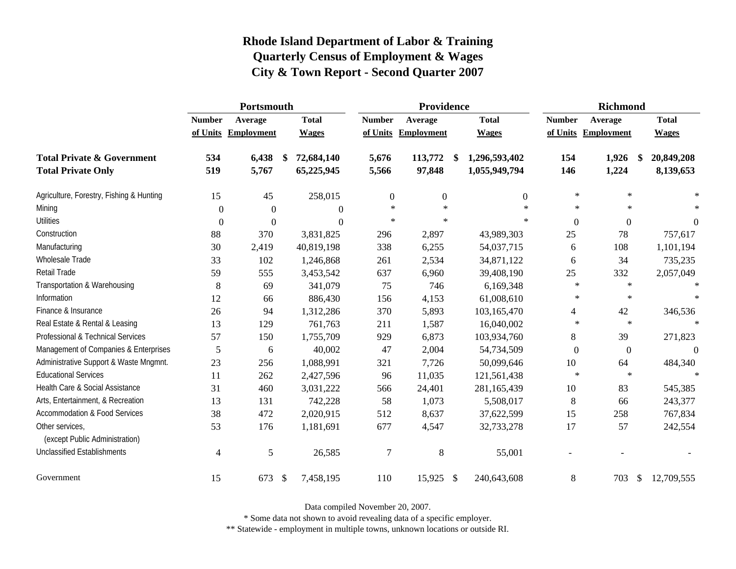# Rhode Island Department of Labor & Training
## Quarterly Census of Employment & Wages
## City & Town Report - Second Quarter 2007

| | Portsmouth | | | Providence | | | Richmond | | |
|---|---|---|---|---|---|---|---|---|---|
| | Number of Units | Average Employment | Total Wages | Number of Units | Average Employment | Total Wages | Number of Units | Average Employment | Total Wages |
| **Total Private & Government** | **534** | **6,438** | **$ 72,684,140** | **5,676** | **113,772** | **$ 1,296,593,402** | **154** | **1,926** | **$ 20,849,208** |
| **Total Private Only** | **519** | **5,767** | **65,225,945** | **5,566** | **97,848** | **1,055,949,794** | **146** | **1,224** | **8,139,653** |
| Agriculture, Forestry, Fishing & Hunting | 15 | 45 | 258,015 | 0 | 0 | 0 | * | * | * |
| Mining | 0 | 0 | 0 | * | * | * | * | * | * |
| Utilities | 0 | 0 | 0 | * | * | * | 0 | 0 | 0 |
| Construction | 88 | 370 | 3,831,825 | 296 | 2,897 | 43,989,303 | 25 | 78 | 757,617 |
| Manufacturing | 30 | 2,419 | 40,819,198 | 338 | 6,255 | 54,037,715 | 6 | 108 | 1,101,194 |
| Wholesale Trade | 33 | 102 | 1,246,868 | 261 | 2,534 | 34,871,122 | 6 | 34 | 735,235 |
| Retail Trade | 59 | 555 | 3,453,542 | 637 | 6,960 | 39,408,190 | 25 | 332 | 2,057,049 |
| Transportation & Warehousing | 8 | 69 | 341,079 | 75 | 746 | 6,169,348 | * | * | * |
| Information | 12 | 66 | 886,430 | 156 | 4,153 | 61,008,610 | * | * | * |
| Finance & Insurance | 26 | 94 | 1,312,286 | 370 | 5,893 | 103,165,470 | 4 | 42 | 346,536 |
| Real Estate & Rental & Leasing | 13 | 129 | 761,763 | 211 | 1,587 | 16,040,002 | * | * | * |
| Professional & Technical Services | 57 | 150 | 1,755,709 | 929 | 6,873 | 103,934,760 | 8 | 39 | 271,823 |
| Management of Companies & Enterprises | 5 | 6 | 40,002 | 47 | 2,004 | 54,734,509 | 0 | 0 | 0 |
| Administrative Support & Waste Mngmnt. | 23 | 256 | 1,088,991 | 321 | 7,726 | 50,099,646 | 10 | 64 | 484,340 |
| Educational Services | 11 | 262 | 2,427,596 | 96 | 11,035 | 121,561,438 | * | * | * |
| Health Care & Social Assistance | 31 | 460 | 3,031,222 | 566 | 24,401 | 281,165,439 | 10 | 83 | 545,385 |
| Arts, Entertainment, & Recreation | 13 | 131 | 742,228 | 58 | 1,073 | 5,508,017 | 8 | 66 | 243,377 |
| Accommodation & Food Services | 38 | 472 | 2,020,915 | 512 | 8,637 | 37,622,599 | 15 | 258 | 767,834 |
| Other services, (except Public Administration) | 53 | 176 | 1,181,691 | 677 | 4,547 | 32,733,278 | 17 | 57 | 242,554 |
| Unclassified Establishments | 4 | 5 | 26,585 | 7 | 8 | 55,001 | - | - | - |
| Government | 15 | 673 | $ 7,458,195 | 110 | 15,925 | $ 240,643,608 | 8 | 703 | $ 12,709,555 |

Data compiled November 20, 2007.

* Some data not shown to avoid revealing data of a specific employer.

** Statewide - employment in multiple towns, unknown locations or outside RI.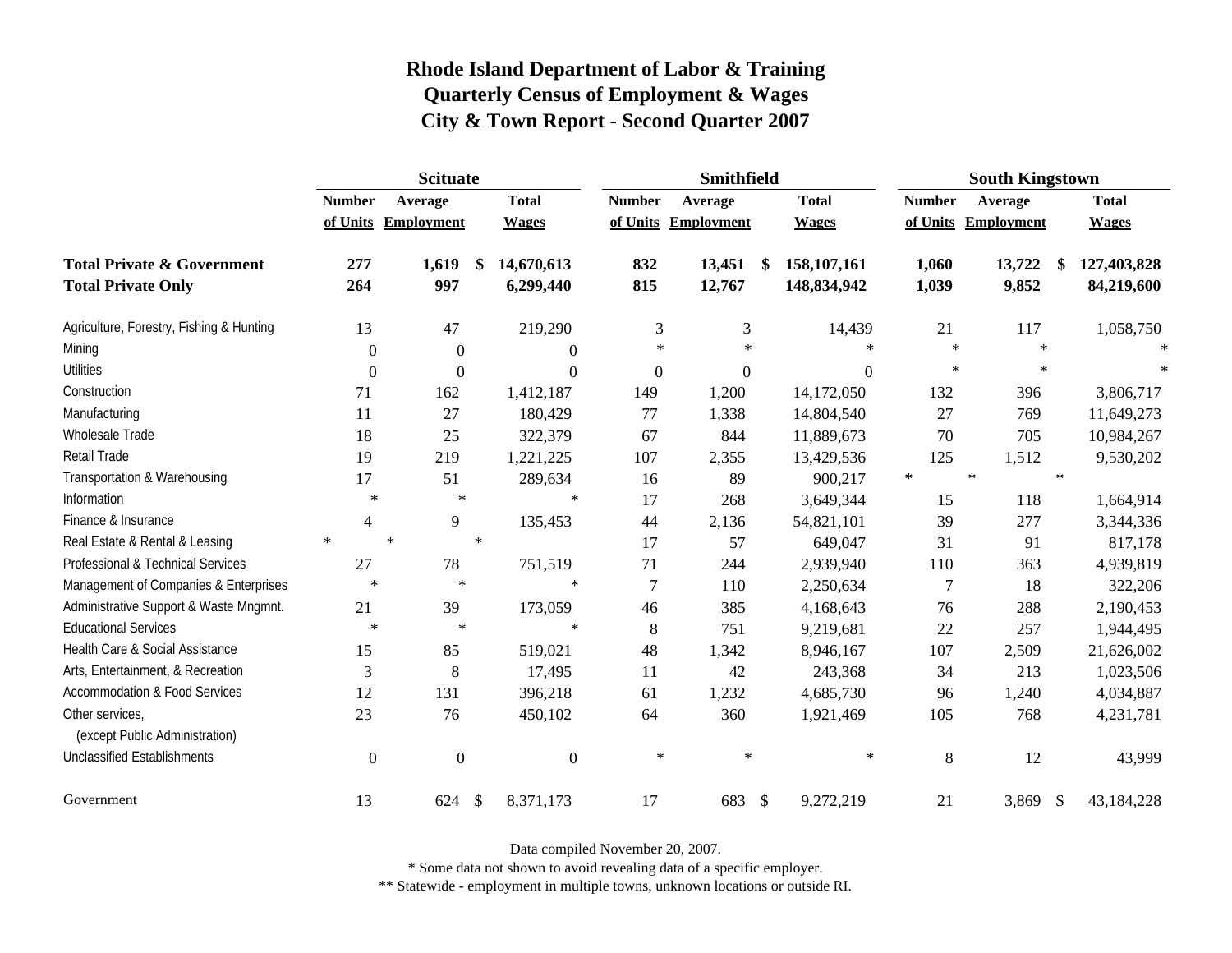# Rhode Island Department of Labor & Training
## Quarterly Census of Employment & Wages
## City & Town Report - Second Quarter 2007

| | Scituate | | | Smithfield | | | South Kingstown | | |
|---|---|---|---|---|---|---|---|---|---|
| | Number of Units | Average Employment | Total Wages | Number of Units | Average Employment | Total Wages | Number of Units | Average Employment | Total Wages |
| **Total Private & Government** | **277** | **1,619** | **$ 14,670,613** | **832** | **13,451** | **$ 158,107,161** | **1,060** | **13,722** | **$ 127,403,828** |
| **Total Private Only** | **264** | **997** | **6,299,440** | **815** | **12,767** | **148,834,942** | **1,039** | **9,852** | **84,219,600** |
| Agriculture, Forestry, Fishing & Hunting | 13 | 47 | 219,290 | 3 | 3 | 14,439 | 21 | 117 | 1,058,750 |
| Mining | 0 | 0 | 0 | * | * | * | * | * | * |
| Utilities | 0 | 0 | 0 | 0 | 0 | 0 | * | * | * |
| Construction | 71 | 162 | 1,412,187 | 149 | 1,200 | 14,172,050 | 132 | 396 | 3,806,717 |
| Manufacturing | 11 | 27 | 180,429 | 77 | 1,338 | 14,804,540 | 27 | 769 | 11,649,273 |
| Wholesale Trade | 18 | 25 | 322,379 | 67 | 844 | 11,889,673 | 70 | 705 | 10,984,267 |
| Retail Trade | 19 | 219 | 1,221,225 | 107 | 2,355 | 13,429,536 | 125 | 1,512 | 9,530,202 |
| Transportation & Warehousing | 17 | 51 | 289,634 | 16 | 89 | 900,217 | * | * | * |
| Information | * | * | * | 17 | 268 | 3,649,344 | 15 | 118 | 1,664,914 |
| Finance & Insurance | 4 | 9 | 135,453 | 44 | 2,136 | 54,821,101 | 39 | 277 | 3,344,336 |
| Real Estate & Rental & Leasing | * | * | * | 17 | 57 | 649,047 | 31 | 91 | 817,178 |
| Professional & Technical Services | 27 | 78 | 751,519 | 71 | 244 | 2,939,940 | 110 | 363 | 4,939,819 |
| Management of Companies & Enterprises | * | * | * | 7 | 110 | 2,250,634 | 7 | 18 | 322,206 |
| Administrative Support & Waste Mngmnt. | 21 | 39 | 173,059 | 46 | 385 | 4,168,643 | 76 | 288 | 2,190,453 |
| Educational Services | * | * | * | 8 | 751 | 9,219,681 | 22 | 257 | 1,944,495 |
| Health Care & Social Assistance | 15 | 85 | 519,021 | 48 | 1,342 | 8,946,167 | 107 | 2,509 | 21,626,002 |
| Arts, Entertainment, & Recreation | 3 | 8 | 17,495 | 11 | 42 | 243,368 | 34 | 213 | 1,023,506 |
| Accommodation & Food Services | 12 | 131 | 396,218 | 61 | 1,232 | 4,685,730 | 96 | 1,240 | 4,034,887 |
| Other services, (except Public Administration) | 23 | 76 | 450,102 | 64 | 360 | 1,921,469 | 105 | 768 | 4,231,781 |
| Unclassified Establishments | 0 | 0 | 0 | * | * | * | 8 | 12 | 43,999 |
| Government | 13 | 624 | $ 8,371,173 | 17 | 683 | $ 9,272,219 | 21 | 3,869 | $ 43,184,228 |

Data compiled November 20, 2007.

* Some data not shown to avoid revealing data of a specific employer.

** Statewide - employment in multiple towns, unknown locations or outside RI.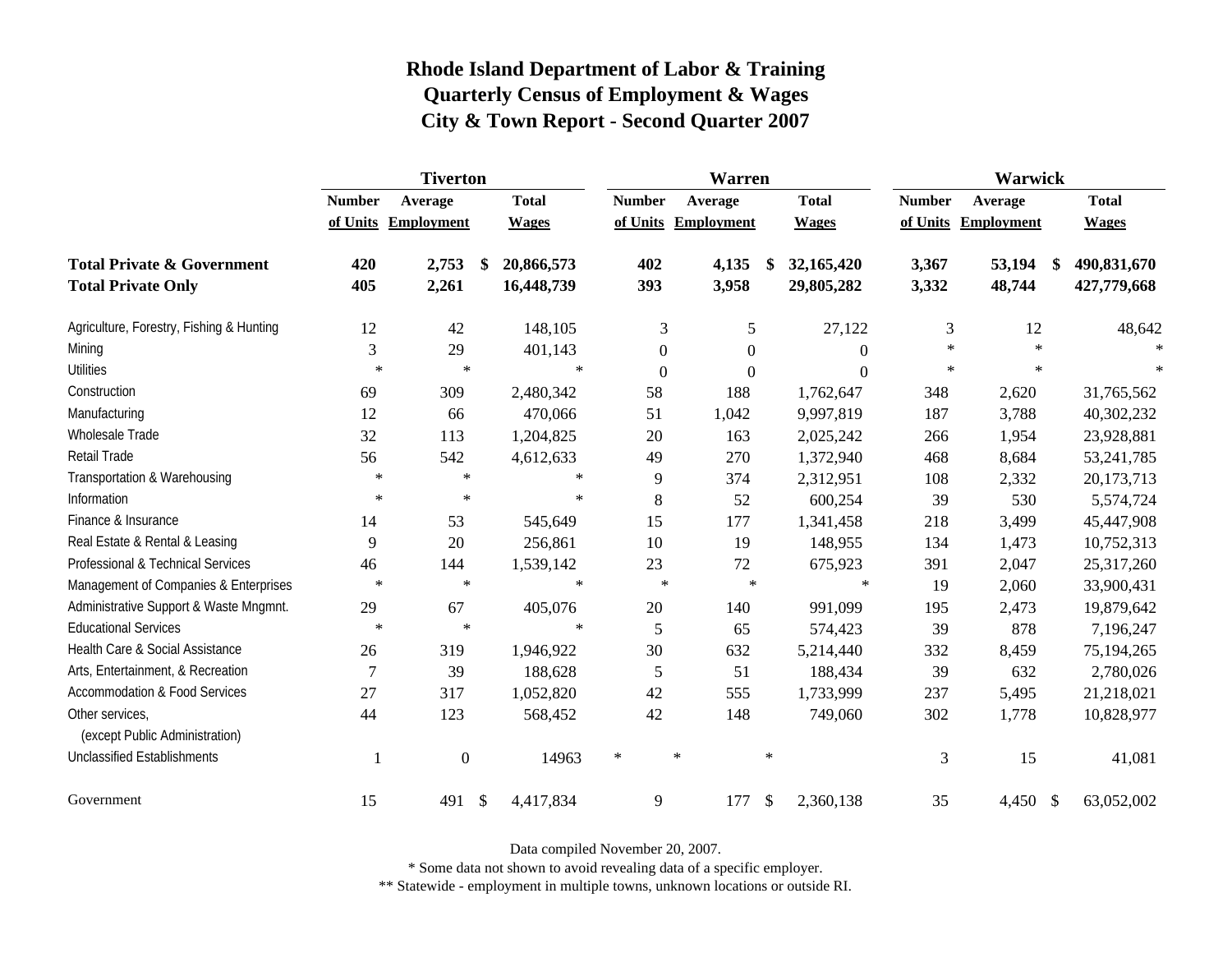# Rhode Island Department of Labor & Training
## Quarterly Census of Employment & Wages
## City & Town Report - Second Quarter 2007

| | Tiverton | | | Warren | | | Warwick | | |
|---|---|---|---|---|---|---|---|---|---|
| | Number of Units | Average Employment | Total Wages | Number of Units | Average Employment | Total Wages | Number of Units | Average Employment | Total Wages |
| **Total Private & Government** | **420** | **2,753** | **$ 20,866,573** | **402** | **4,135** | **$ 32,165,420** | **3,367** | **53,194** | **$ 490,831,670** |
| **Total Private Only** | **405** | **2,261** | **16,448,739** | **393** | **3,958** | **29,805,282** | **3,332** | **48,744** | **427,779,668** |
| Agriculture, Forestry, Fishing & Hunting | 12 | 42 | 148,105 | 3 | 5 | 27,122 | 3 | 12 | 48,642 |
| Mining | 3 | 29 | 401,143 | 0 | 0 | 0 | * | * | * |
| Utilities | * | * | * | 0 | 0 | 0 | * | * | * |
| Construction | 69 | 309 | 2,480,342 | 58 | 188 | 1,762,647 | 348 | 2,620 | 31,765,562 |
| Manufacturing | 12 | 66 | 470,066 | 51 | 1,042 | 9,997,819 | 187 | 3,788 | 40,302,232 |
| Wholesale Trade | 32 | 113 | 1,204,825 | 20 | 163 | 2,025,242 | 266 | 1,954 | 23,928,881 |
| Retail Trade | 56 | 542 | 4,612,633 | 49 | 270 | 1,372,940 | 468 | 8,684 | 53,241,785 |
| Transportation & Warehousing | * | * | * | 9 | 374 | 2,312,951 | 108 | 2,332 | 20,173,713 |
| Information | * | * | * | 8 | 52 | 600,254 | 39 | 530 | 5,574,724 |
| Finance & Insurance | 14 | 53 | 545,649 | 15 | 177 | 1,341,458 | 218 | 3,499 | 45,447,908 |
| Real Estate & Rental & Leasing | 9 | 20 | 256,861 | 10 | 19 | 148,955 | 134 | 1,473 | 10,752,313 |
| Professional & Technical Services | 46 | 144 | 1,539,142 | 23 | 72 | 675,923 | 391 | 2,047 | 25,317,260 |
| Management of Companies & Enterprises | * | * | * | * | * | * | 19 | 2,060 | 33,900,431 |
| Administrative Support & Waste Mngmnt. | 29 | 67 | 405,076 | 20 | 140 | 991,099 | 195 | 2,473 | 19,879,642 |
| Educational Services | * | * | * | 5 | 65 | 574,423 | 39 | 878 | 7,196,247 |
| Health Care & Social Assistance | 26 | 319 | 1,946,922 | 30 | 632 | 5,214,440 | 332 | 8,459 | 75,194,265 |
| Arts, Entertainment, & Recreation | 7 | 39 | 188,628 | 5 | 51 | 188,434 | 39 | 632 | 2,780,026 |
| Accommodation & Food Services | 27 | 317 | 1,052,820 | 42 | 555 | 1,733,999 | 237 | 5,495 | 21,218,021 |
| Other services, (except Public Administration) | 44 | 123 | 568,452 | 42 | 148 | 749,060 | 302 | 1,778 | 10,828,977 |
| Unclassified Establishments | 1 | 0 | 14963 | * | * | * | 3 | 15 | 41,081 |
| Government | 15 | 491 | $ 4,417,834 | 9 | 177 | $ 2,360,138 | 35 | 4,450 | $ 63,052,002 |

Data compiled November 20, 2007.

* Some data not shown to avoid revealing data of a specific employer.

** Statewide - employment in multiple towns, unknown locations or outside RI.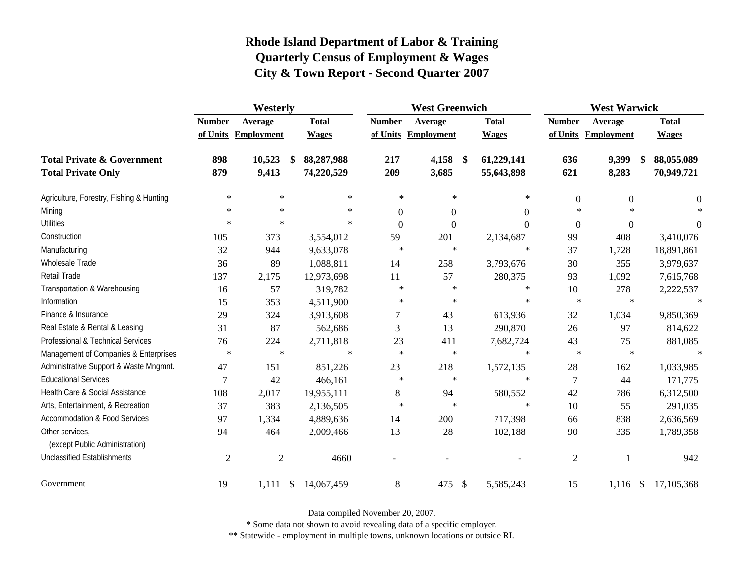# Rhode Island Department of Labor & Training
# Quarterly Census of Employment & Wages
# City & Town Report - Second Quarter 2007

| | Westerly | | | West Greenwich | | | West Warwick | | |
|---|---|---|---|---|---|---|---|---|---|
| | **Number of Units** | **Average Employment** | **Total Wages** | **Number of Units** | **Average Employment** | **Total Wages** | **Number of Units** | **Average Employment** | **Total Wages** |
| **Total Private & Government** | **898** | **10,523** | **$ 88,287,988** | **217** | **4,158** | **$ 61,229,141** | **636** | **9,399** | **$ 88,055,089** |
| **Total Private Only** | **879** | **9,413** | **74,220,529** | **209** | **3,685** | **55,643,898** | **621** | **8,283** | **70,949,721** |
| Agriculture, Forestry, Fishing & Hunting | * | * | * | * | * | * | 0 | 0 | 0 |
| Mining | * | * | * | 0 | 0 | 0 | * | * | * |
| Utilities | * | * | * | 0 | 0 | 0 | 0 | 0 | 0 |
| Construction | 105 | 373 | 3,554,012 | 59 | 201 | 2,134,687 | 99 | 408 | 3,410,076 |
| Manufacturing | 32 | 944 | 9,633,078 | * | * | * | 37 | 1,728 | 18,891,861 |
| Wholesale Trade | 36 | 89 | 1,088,811 | 14 | 258 | 3,793,676 | 30 | 355 | 3,979,637 |
| Retail Trade | 137 | 2,175 | 12,973,698 | 11 | 57 | 280,375 | 93 | 1,092 | 7,615,768 |
| Transportation & Warehousing | 16 | 57 | 319,782 | * | * | * | 10 | 278 | 2,222,537 |
| Information | 15 | 353 | 4,511,900 | * | * | * | * | * | * |
| Finance & Insurance | 29 | 324 | 3,913,608 | 7 | 43 | 613,936 | 32 | 1,034 | 9,850,369 |
| Real Estate & Rental & Leasing | 31 | 87 | 562,686 | 3 | 13 | 290,870 | 26 | 97 | 814,622 |
| Professional & Technical Services | 76 | 224 | 2,711,818 | 23 | 411 | 7,682,724 | 43 | 75 | 881,085 |
| Management of Companies & Enterprises | * | * | * | * | * | * | * | * | * |
| Administrative Support & Waste Mngmnt. | 47 | 151 | 851,226 | 23 | 218 | 1,572,135 | 28 | 162 | 1,033,985 |
| Educational Services | 7 | 42 | 466,161 | * | * | * | 7 | 44 | 171,775 |
| Health Care & Social Assistance | 108 | 2,017 | 19,955,111 | 8 | 94 | 580,552 | 42 | 786 | 6,312,500 |
| Arts, Entertainment, & Recreation | 37 | 383 | 2,136,505 | * | * | * | 10 | 55 | 291,035 |
| Accommodation & Food Services | 97 | 1,334 | 4,889,636 | 14 | 200 | 717,398 | 66 | 838 | 2,636,569 |
| Other services, (except Public Administration) | 94 | 464 | 2,009,466 | 13 | 28 | 102,188 | 90 | 335 | 1,789,358 |
| Unclassified Establishments | 2 | 2 | 4660 | - | - | - | 2 | 1 | 942 |
| Government | 19 | 1,111 | $ 14,067,459 | 8 | 475 | $ 5,585,243 | 15 | 1,116 | $ 17,105,368 |

Data compiled November 20, 2007.

* Some data not shown to avoid revealing data of a specific employer.

** Statewide - employment in multiple towns, unknown locations or outside RI.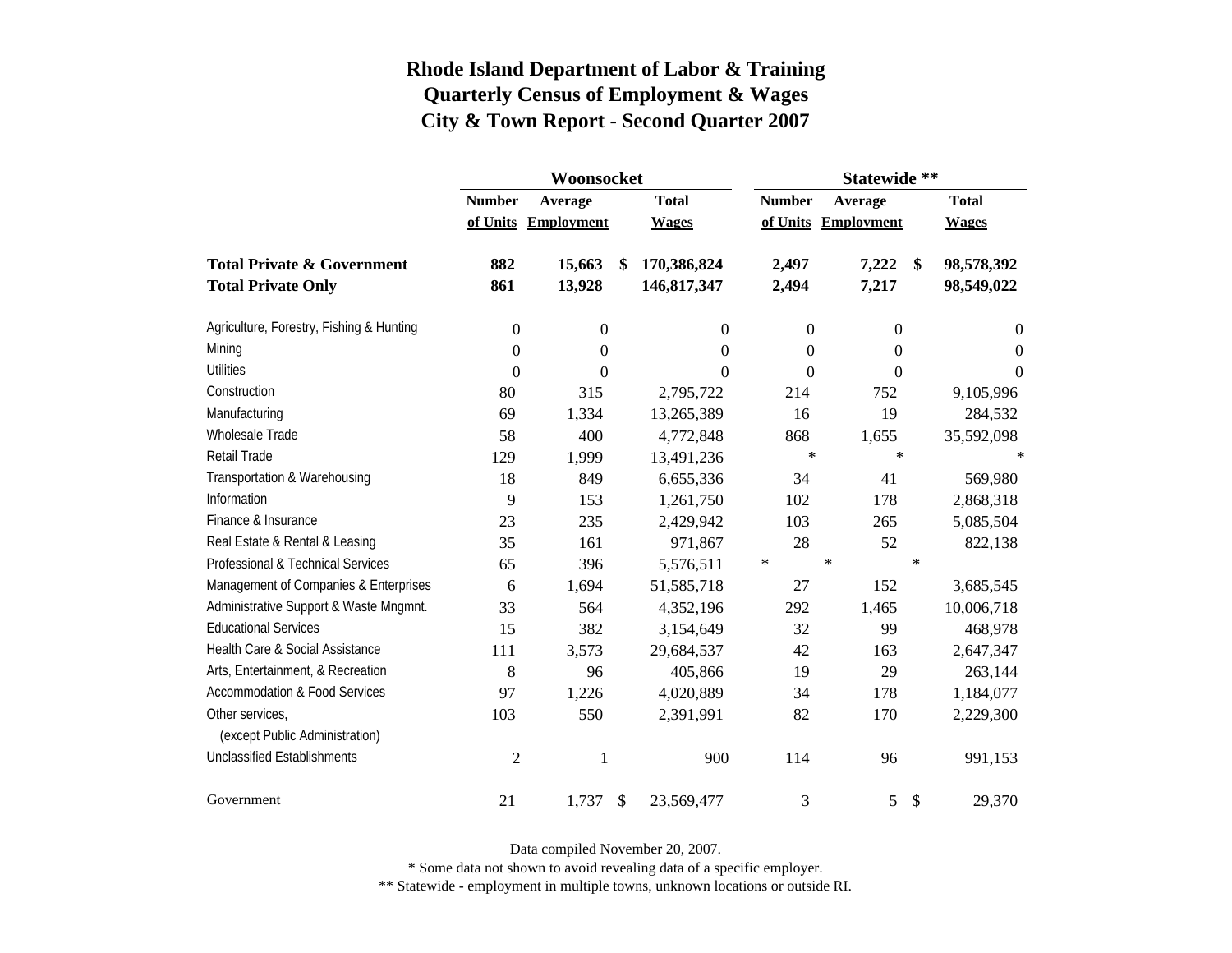# Rhode Island Department of Labor & Training
## Quarterly Census of Employment & Wages
## City & Town Report - Second Quarter 2007

| | Woonsocket | | | Statewide ** | | |
|---|---|---|---|---|---|---|
| | Number of Units | Average Employment | Total Wages | Number of Units | Average Employment | Total Wages |
| **Total Private & Government** | **882** | **15,663** | **$ 170,386,824** | **2,497** | **7,222** | **$ 98,578,392** |
| **Total Private Only** | **861** | **13,928** | **146,817,347** | **2,494** | **7,217** | **98,549,022** |
| Agriculture, Forestry, Fishing & Hunting | 0 | 0 | 0 | 0 | 0 | 0 |
| Mining | 0 | 0 | 0 | 0 | 0 | 0 |
| Utilities | 0 | 0 | 0 | 0 | 0 | 0 |
| Construction | 80 | 315 | 2,795,722 | 214 | 752 | 9,105,996 |
| Manufacturing | 69 | 1,334 | 13,265,389 | 16 | 19 | 284,532 |
| Wholesale Trade | 58 | 400 | 4,772,848 | 868 | 1,655 | 35,592,098 |
| Retail Trade | 129 | 1,999 | 13,491,236 | * | * | * |
| Transportation & Warehousing | 18 | 849 | 6,655,336 | 34 | 41 | 569,980 |
| Information | 9 | 153 | 1,261,750 | 102 | 178 | 2,868,318 |
| Finance & Insurance | 23 | 235 | 2,429,942 | 103 | 265 | 5,085,504 |
| Real Estate & Rental & Leasing | 35 | 161 | 971,867 | 28 | 52 | 822,138 |
| Professional & Technical Services | 65 | 396 | 5,576,511 | * | * | * |
| Management of Companies & Enterprises | 6 | 1,694 | 51,585,718 | 27 | 152 | 3,685,545 |
| Administrative Support & Waste Mngmnt. | 33 | 564 | 4,352,196 | 292 | 1,465 | 10,006,718 |
| Educational Services | 15 | 382 | 3,154,649 | 32 | 99 | 468,978 |
| Health Care & Social Assistance | 111 | 3,573 | 29,684,537 | 42 | 163 | 2,647,347 |
| Arts, Entertainment, & Recreation | 8 | 96 | 405,866 | 19 | 29 | 263,144 |
| Accommodation & Food Services | 97 | 1,226 | 4,020,889 | 34 | 178 | 1,184,077 |
| Other services, (except Public Administration) | 103 | 550 | 2,391,991 | 82 | 170 | 2,229,300 |
| Unclassified Establishments | 2 | 1 | 900 | 114 | 96 | 991,153 |
| Government | 21 | 1,737 | $ 23,569,477 | 3 | 5 | $ 29,370 |

Data compiled November 20, 2007.

* Some data not shown to avoid revealing data of a specific employer.

** Statewide - employment in multiple towns, unknown locations or outside RI.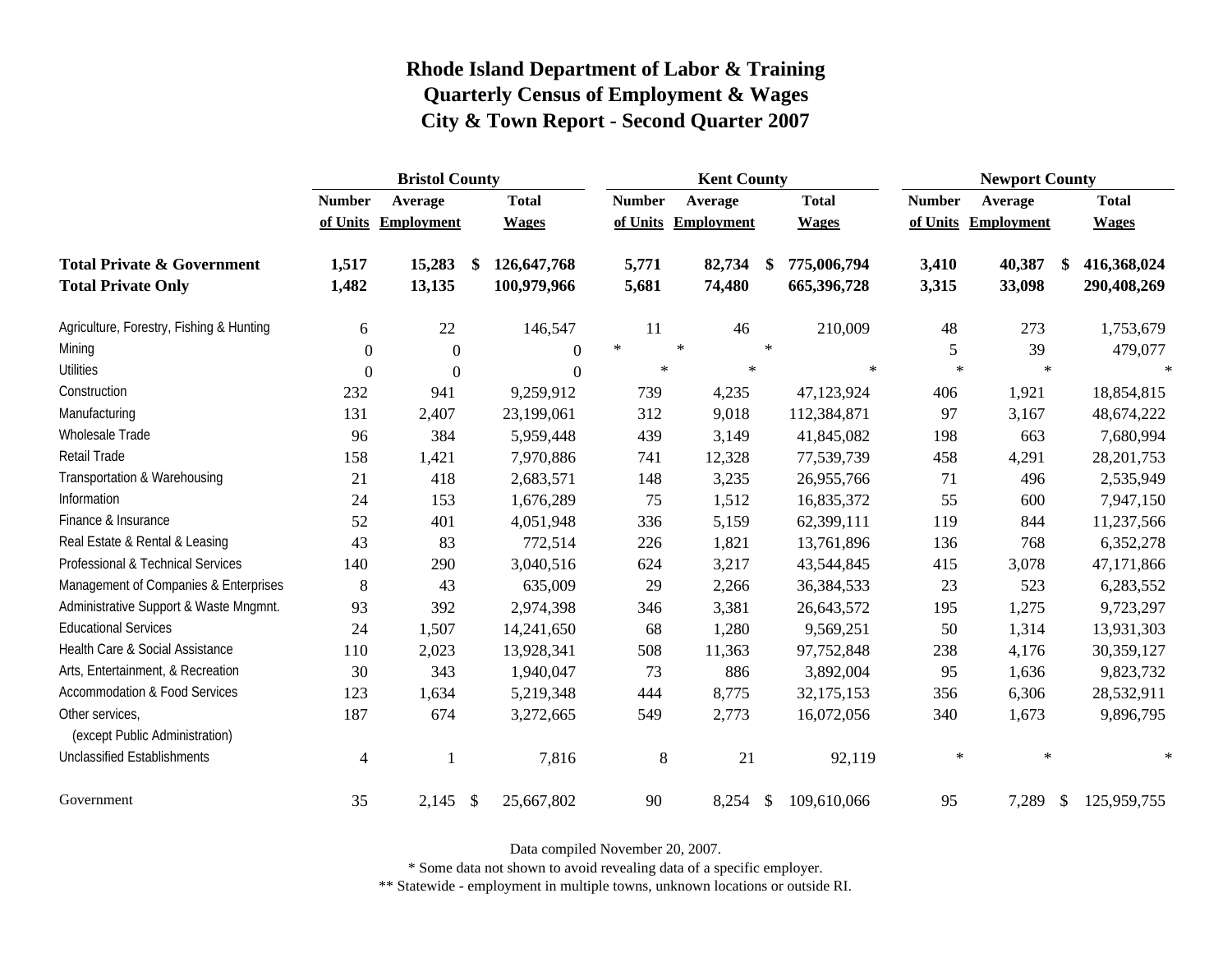# Rhode Island Department of Labor & Training
## Quarterly Census of Employment & Wages
## City & Town Report - Second Quarter 2007

| | Bristol County | | | Kent County | | | Newport County | | |
|---|---|---|---|---|---|---|---|---|---|
| | Number of Units | Average Employment | Total Wages | Number of Units | Average Employment | Total Wages | Number of Units | Average Employment | Total Wages |
| **Total Private & Government** | **1,517** | **15,283** | **$ 126,647,768** | **5,771** | **82,734** | **$ 775,006,794** | **3,410** | **40,387** | **$ 416,368,024** |
| **Total Private Only** | **1,482** | **13,135** | **100,979,966** | **5,681** | **74,480** | **665,396,728** | **3,315** | **33,098** | **290,408,269** |
| Agriculture, Forestry, Fishing & Hunting | 6 | 22 | 146,547 | 11 | 46 | 210,009 | 48 | 273 | 1,753,679 |
| Mining | 0 | 0 | 0 | * | * | * | 5 | 39 | 479,077 |
| Utilities | 0 | 0 | 0 | * | * | * | * | * | * |
| Construction | 232 | 941 | 9,259,912 | 739 | 4,235 | 47,123,924 | 406 | 1,921 | 18,854,815 |
| Manufacturing | 131 | 2,407 | 23,199,061 | 312 | 9,018 | 112,384,871 | 97 | 3,167 | 48,674,222 |
| Wholesale Trade | 96 | 384 | 5,959,448 | 439 | 3,149 | 41,845,082 | 198 | 663 | 7,680,994 |
| Retail Trade | 158 | 1,421 | 7,970,886 | 741 | 12,328 | 77,539,739 | 458 | 4,291 | 28,201,753 |
| Transportation & Warehousing | 21 | 418 | 2,683,571 | 148 | 3,235 | 26,955,766 | 71 | 496 | 2,535,949 |
| Information | 24 | 153 | 1,676,289 | 75 | 1,512 | 16,835,372 | 55 | 600 | 7,947,150 |
| Finance & Insurance | 52 | 401 | 4,051,948 | 336 | 5,159 | 62,399,111 | 119 | 844 | 11,237,566 |
| Real Estate & Rental & Leasing | 43 | 83 | 772,514 | 226 | 1,821 | 13,761,896 | 136 | 768 | 6,352,278 |
| Professional & Technical Services | 140 | 290 | 3,040,516 | 624 | 3,217 | 43,544,845 | 415 | 3,078 | 47,171,866 |
| Management of Companies & Enterprises | 8 | 43 | 635,009 | 29 | 2,266 | 36,384,533 | 23 | 523 | 6,283,552 |
| Administrative Support & Waste Mngmnt. | 93 | 392 | 2,974,398 | 346 | 3,381 | 26,643,572 | 195 | 1,275 | 9,723,297 |
| Educational Services | 24 | 1,507 | 14,241,650 | 68 | 1,280 | 9,569,251 | 50 | 1,314 | 13,931,303 |
| Health Care & Social Assistance | 110 | 2,023 | 13,928,341 | 508 | 11,363 | 97,752,848 | 238 | 4,176 | 30,359,127 |
| Arts, Entertainment, & Recreation | 30 | 343 | 1,940,047 | 73 | 886 | 3,892,004 | 95 | 1,636 | 9,823,732 |
| Accommodation & Food Services | 123 | 1,634 | 5,219,348 | 444 | 8,775 | 32,175,153 | 356 | 6,306 | 28,532,911 |
| Other services, (except Public Administration) | 187 | 674 | 3,272,665 | 549 | 2,773 | 16,072,056 | 340 | 1,673 | 9,896,795 |
| Unclassified Establishments | 4 | 1 | 7,816 | 8 | 21 | 92,119 | * | * | * |
| Government | 35 | 2,145 | $ 25,667,802 | 90 | 8,254 | $ 109,610,066 | 95 | 7,289 | $ 125,959,755 |

Data compiled November 20, 2007.

* Some data not shown to avoid revealing data of a specific employer.

** Statewide - employment in multiple towns, unknown locations or outside RI.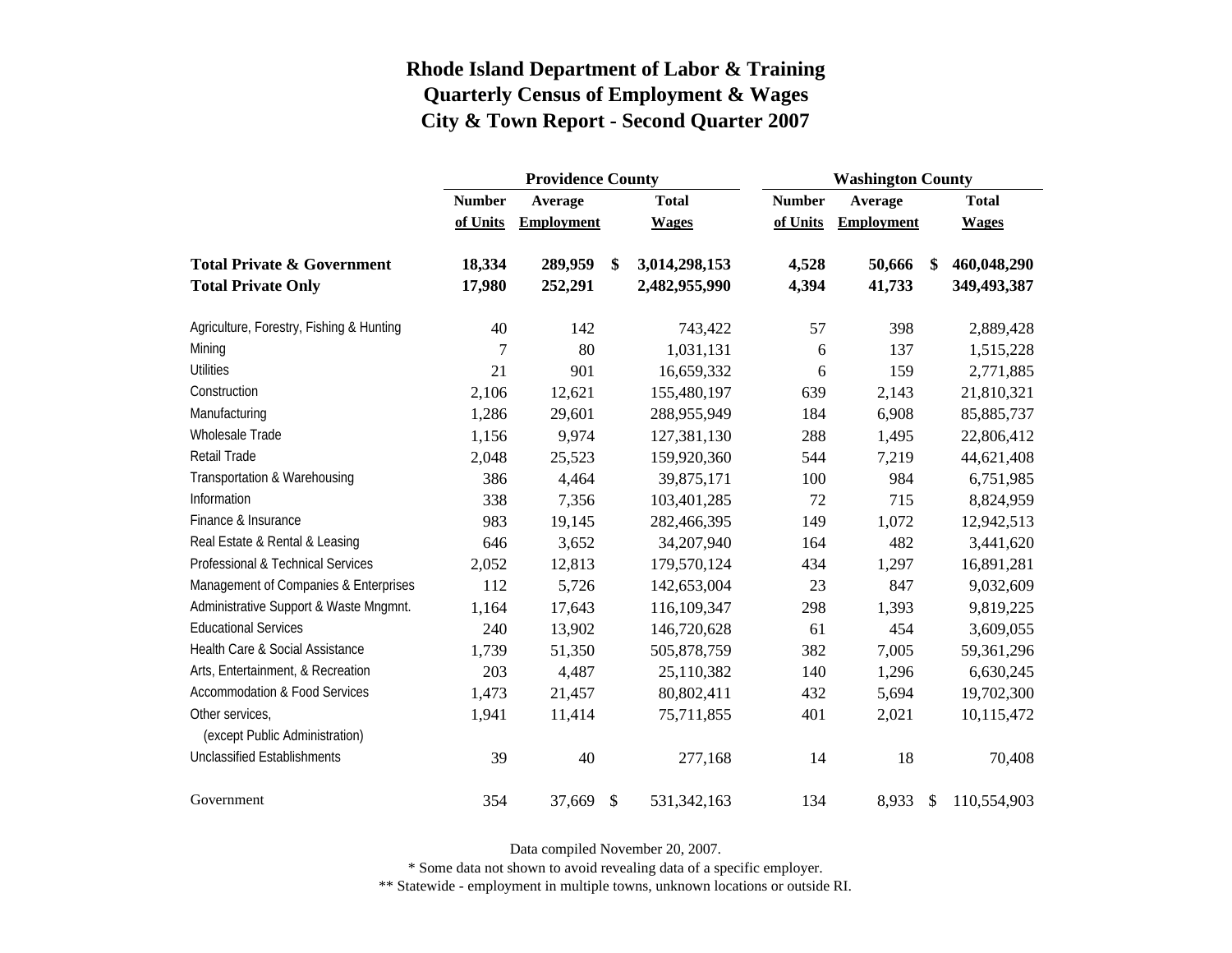# Rhode Island Department of Labor & Training
## Quarterly Census of Employment & Wages
## City & Town Report - Second Quarter 2007

| | Providence County | | | Washington County | | |
|---|---|---|---|---|---|---|
| | Number of Units | Average Employment | Total Wages | Number of Units | Average Employment | Total Wages |
| **Total Private & Government** | **18,334** | **289,959** | **$ 3,014,298,153** | **4,528** | **50,666** | **$ 460,048,290** |
| **Total Private Only** | **17,980** | **252,291** | **2,482,955,990** | **4,394** | **41,733** | **349,493,387** |
| Agriculture, Forestry, Fishing & Hunting | 40 | 142 | 743,422 | 57 | 398 | 2,889,428 |
| Mining | 7 | 80 | 1,031,131 | 6 | 137 | 1,515,228 |
| Utilities | 21 | 901 | 16,659,332 | 6 | 159 | 2,771,885 |
| Construction | 2,106 | 12,621 | 155,480,197 | 639 | 2,143 | 21,810,321 |
| Manufacturing | 1,286 | 29,601 | 288,955,949 | 184 | 6,908 | 85,885,737 |
| Wholesale Trade | 1,156 | 9,974 | 127,381,130 | 288 | 1,495 | 22,806,412 |
| Retail Trade | 2,048 | 25,523 | 159,920,360 | 544 | 7,219 | 44,621,408 |
| Transportation & Warehousing | 386 | 4,464 | 39,875,171 | 100 | 984 | 6,751,985 |
| Information | 338 | 7,356 | 103,401,285 | 72 | 715 | 8,824,959 |
| Finance & Insurance | 983 | 19,145 | 282,466,395 | 149 | 1,072 | 12,942,513 |
| Real Estate & Rental & Leasing | 646 | 3,652 | 34,207,940 | 164 | 482 | 3,441,620 |
| Professional & Technical Services | 2,052 | 12,813 | 179,570,124 | 434 | 1,297 | 16,891,281 |
| Management of Companies & Enterprises | 112 | 5,726 | 142,653,004 | 23 | 847 | 9,032,609 |
| Administrative Support & Waste Mngmnt. | 1,164 | 17,643 | 116,109,347 | 298 | 1,393 | 9,819,225 |
| Educational Services | 240 | 13,902 | 146,720,628 | 61 | 454 | 3,609,055 |
| Health Care & Social Assistance | 1,739 | 51,350 | 505,878,759 | 382 | 7,005 | 59,361,296 |
| Arts, Entertainment, & Recreation | 203 | 4,487 | 25,110,382 | 140 | 1,296 | 6,630,245 |
| Accommodation & Food Services | 1,473 | 21,457 | 80,802,411 | 432 | 5,694 | 19,702,300 |
| Other services, (except Public Administration) | 1,941 | 11,414 | 75,711,855 | 401 | 2,021 | 10,115,472 |
| Unclassified Establishments | 39 | 40 | 277,168 | 14 | 18 | 70,408 |
| Government | 354 | 37,669 | $ 531,342,163 | 134 | 8,933 | $ 110,554,903 |

Data compiled November 20, 2007.

\* Some data not shown to avoid revealing data of a specific employer.

\*\* Statewide - employment in multiple towns, unknown locations or outside RI.